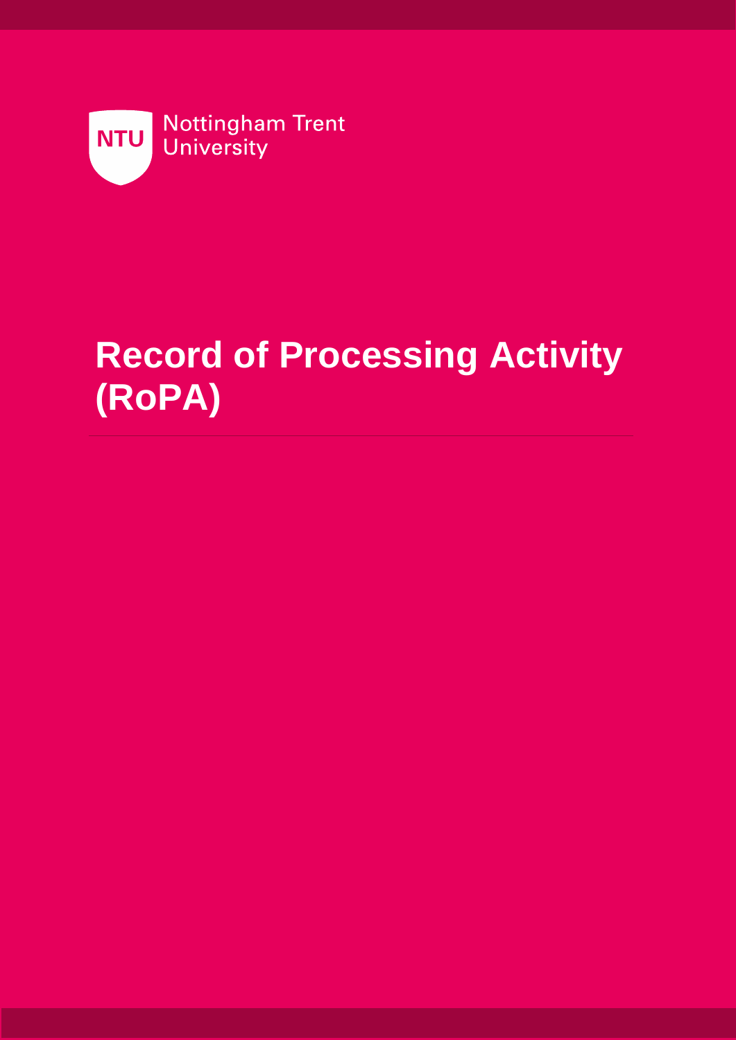Nottingham Trent University

# Record of Processing Activity (RoPA)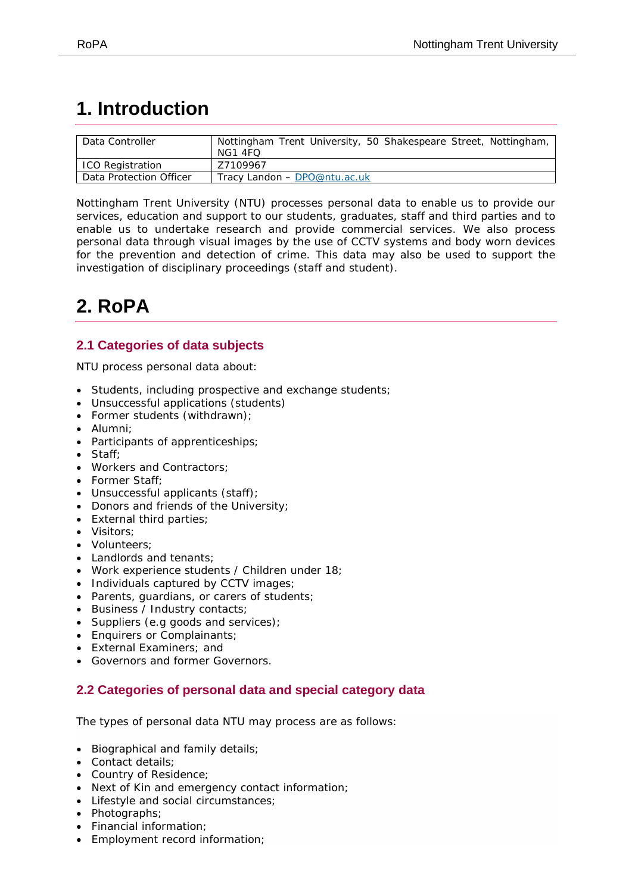# 1. Introduction

| Data Controller | Nottingham Trent University, 50 Shakespeare Street, Nottingham, NG1 4FQ |
|---|---|
| ICO Registration | Z7109967 |
| Data Protection Officer | Tracy Landon – DPO@ntu.ac.uk |

Nottingham Trent University (NTU) processes personal data to enable us to provide our services, education and support to our students, graduates, staff and third parties and to enable us to undertake research and provide commercial services. We also process personal data through visual images by the use of CCTV systems and body worn devices for the prevention and detection of crime. This data may also be used to support the investigation of disciplinary proceedings (staff and student).

# 2. RoPA

## 2.1 Categories of data subjects

NTU process personal data about:

- Students, including prospective and exchange students;
- Unsuccessful applications (students)
- Former students (withdrawn);
- Alumni;
- Participants of apprenticeships;
- Staff;
- Workers and Contractors;
- Former Staff;
- Unsuccessful applicants (staff);
- Donors and friends of the University;
- External third parties;
- Visitors;
- Volunteers;
- Landlords and tenants;
- Work experience students / Children under 18;
- Individuals captured by CCTV images;
- Parents, guardians, or carers of students;
- Business / Industry contacts;
- Suppliers (e.g goods and services);
- Enquirers or Complainants;
- External Examiners; and
- Governors and former Governors.

## 2.2 Categories of personal data and special category data

The types of personal data NTU may process are as follows:

- Biographical and family details;
- Contact details;
- Country of Residence;
- Next of Kin and emergency contact information;
- Lifestyle and social circumstances;
- Photographs;
- Financial information;
- Employment record information;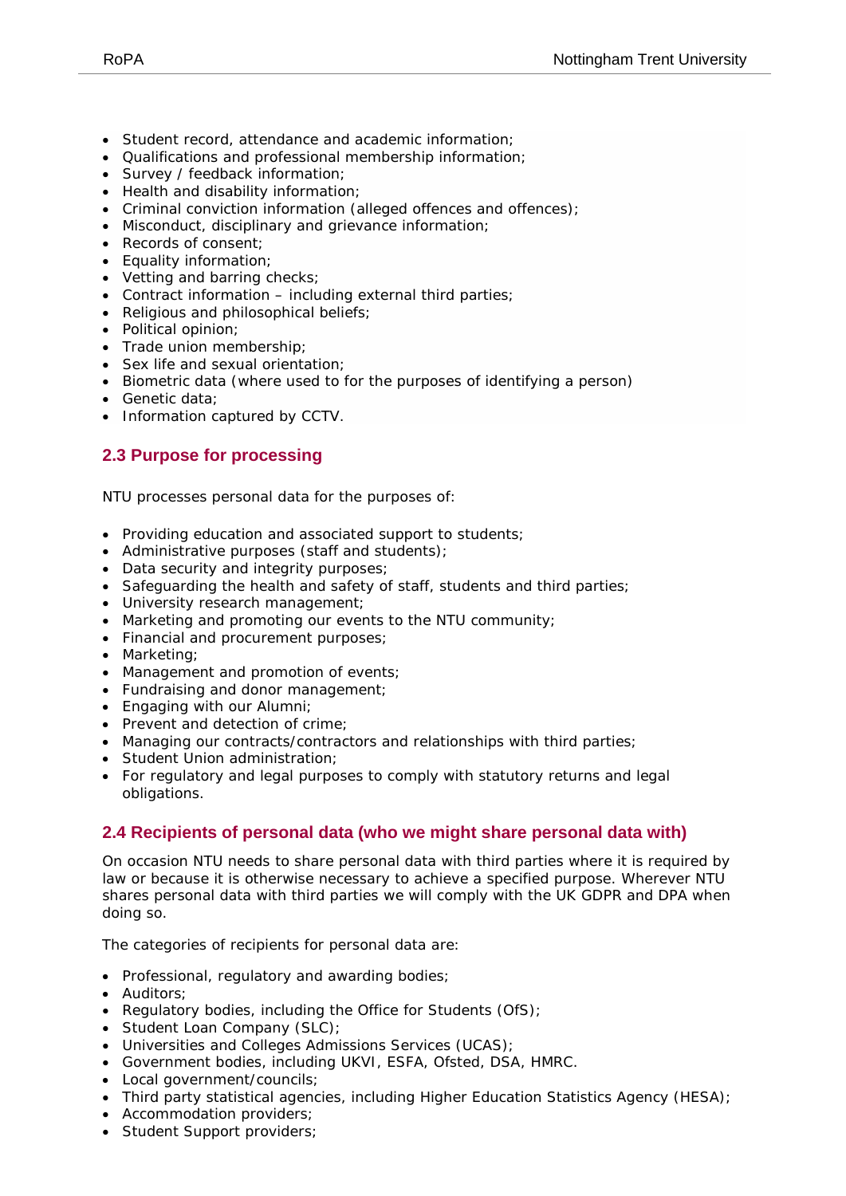- Student record, attendance and academic information;
- Qualifications and professional membership information;
- Survey / feedback information;
- Health and disability information;
- Criminal conviction information (alleged offences and offences);
- Misconduct, disciplinary and grievance information;
- Records of consent;
- Equality information;
- Vetting and barring checks;
- Contract information – including external third parties;
- Religious and philosophical beliefs;
- Political opinion;
- Trade union membership;
- Sex life and sexual orientation;
- Biometric data (where used to for the purposes of identifying a person)
- Genetic data;
- Information captured by CCTV.

### 2.3 Purpose for processing

NTU processes personal data for the purposes of:

- Providing education and associated support to students;
- Administrative purposes (staff and students);
- Data security and integrity purposes;
- Safeguarding the health and safety of staff, students and third parties;
- University research management;
- Marketing and promoting our events to the NTU community;
- Financial and procurement purposes;
- Marketing;
- Management and promotion of events;
- Fundraising and donor management;
- Engaging with our Alumni;
- Prevent and detection of crime;
- Managing our contracts/contractors and relationships with third parties;
- Student Union administration;
- For regulatory and legal purposes to comply with statutory returns and legal obligations.

### 2.4 Recipients of personal data (who we might share personal data with)

On occasion NTU needs to share personal data with third parties where it is required by law or because it is otherwise necessary to achieve a specified purpose. Wherever NTU shares personal data with third parties we will comply with the UK GDPR and DPA when doing so.

The categories of recipients for personal data are:

- Professional, regulatory and awarding bodies;
- Auditors;
- Regulatory bodies, including the Office for Students (OfS);
- Student Loan Company (SLC);
- Universities and Colleges Admissions Services (UCAS);
- Government bodies, including UKVI, ESFA, Ofsted, DSA, HMRC.
- Local government/councils;
- Third party statistical agencies, including Higher Education Statistics Agency (HESA);
- Accommodation providers;
- Student Support providers;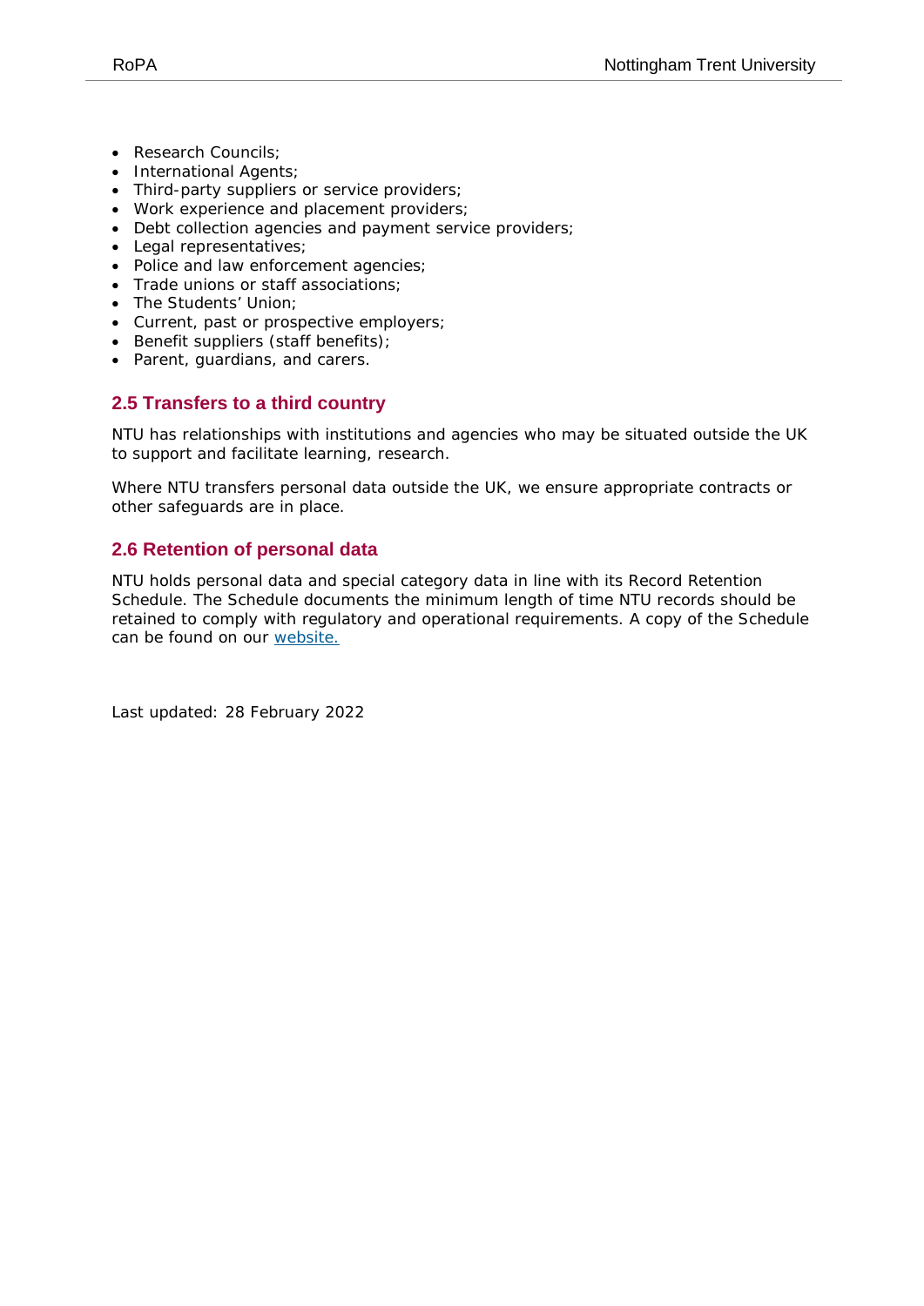- Research Councils;
- International Agents;
- Third-party suppliers or service providers;
- Work experience and placement providers;
- Debt collection agencies and payment service providers;
- Legal representatives;
- Police and law enforcement agencies;
- Trade unions or staff associations;
- The Students' Union;
- Current, past or prospective employers;
- Benefit suppliers (staff benefits);
- Parent, guardians, and carers.

## 2.5 Transfers to a third country

NTU has relationships with institutions and agencies who may be situated outside the UK to support and facilitate learning, research.

Where NTU transfers personal data outside the UK, we ensure appropriate contracts or other safeguards are in place.

## 2.6 Retention of personal data

NTU holds personal data and special category data in line with its Record Retention Schedule. The Schedule documents the minimum length of time NTU records should be retained to comply with regulatory and operational requirements. A copy of the Schedule can be found on our website.

Last updated: 28 February 2022